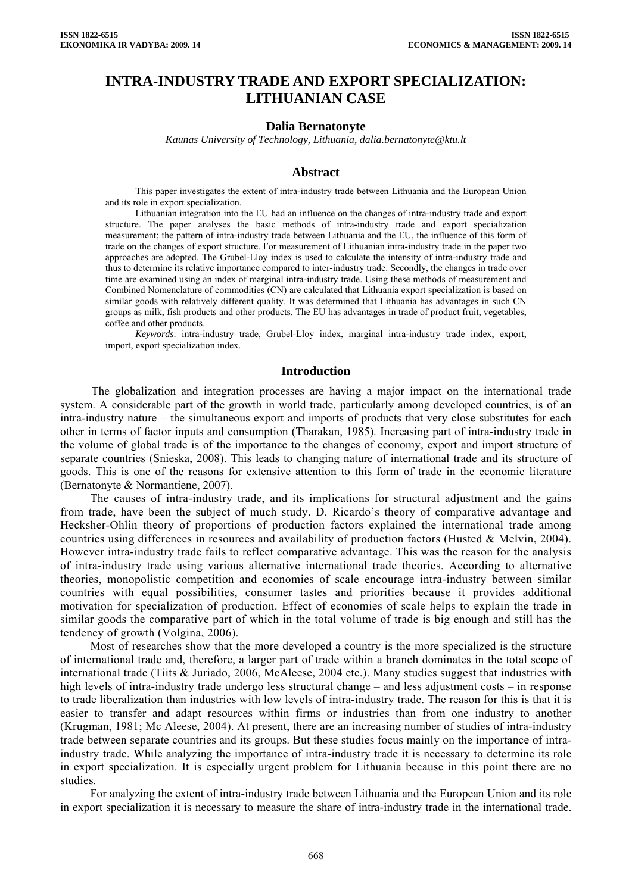# INTRA-INDUSTRY TRADE AND EXPORT SPECIALIZATION: LITHUANIAN CASE

**Dalia Bernatonyte**

*Kaunas University of Technology, Lithuania, dalia.bernatonyte@ktu.lt*

## Abstract

This paper investigates the extent of intra-industry trade between Lithuania and the European Union and its role in export specialization.

Lithuanian integration into the EU had an influence on the changes of intra-industry trade and export structure. The paper analyses the basic methods of intra-industry trade and export specialization measurement; the pattern of intra-industry trade between Lithuania and the EU, the influence of this form of trade on the changes of export structure. For measurement of Lithuanian intra-industry trade in the paper two approaches are adopted. The Grubel-Lloy index is used to calculate the intensity of intra-industry trade and thus to determine its relative importance compared to inter-industry trade. Secondly, the changes in trade over time are examined using an index of marginal intra-industry trade. Using these methods of measurement and Combined Nomenclature of commodities (CN) are calculated that Lithuania export specialization is based on similar goods with relatively different quality. It was determined that Lithuania has advantages in such CN groups as milk, fish products and other products. The EU has advantages in trade of product fruit, vegetables, coffee and other products.

*Keywords*: intra-industry trade, Grubel-Lloy index, marginal intra-industry trade index, export, import, export specialization index.

## Introduction

The globalization and integration processes are having a major impact on the international trade system. A considerable part of the growth in world trade, particularly among developed countries, is of an intra-industry nature – the simultaneous export and imports of products that very close substitutes for each other in terms of factor inputs and consumption (Tharakan, 1985). Increasing part of intra-industry trade in the volume of global trade is of the importance to the changes of economy, export and import structure of separate countries (Snieska, 2008). This leads to changing nature of international trade and its structure of goods. This is one of the reasons for extensive attention to this form of trade in the economic literature (Bernatonyte & Normantiene, 2007).

The causes of intra-industry trade, and its implications for structural adjustment and the gains from trade, have been the subject of much study. D. Ricardo's theory of comparative advantage and Hecksher-Ohlin theory of proportions of production factors explained the international trade among countries using differences in resources and availability of production factors (Husted & Melvin, 2004). However intra-industry trade fails to reflect comparative advantage. This was the reason for the analysis of intra-industry trade using various alternative international trade theories. According to alternative theories, monopolistic competition and economies of scale encourage intra-industry between similar countries with equal possibilities, consumer tastes and priorities because it provides additional motivation for specialization of production. Effect of economies of scale helps to explain the trade in similar goods the comparative part of which in the total volume of trade is big enough and still has the tendency of growth (Volgina, 2006).

Most of researches show that the more developed a country is the more specialized is the structure of international trade and, therefore, a larger part of trade within a branch dominates in the total scope of international trade (Tiits & Juriado, 2006, McAleese, 2004 etc.). Many studies suggest that industries with high levels of intra-industry trade undergo less structural change – and less adjustment costs – in response to trade liberalization than industries with low levels of intra-industry trade. The reason for this is that it is easier to transfer and adapt resources within firms or industries than from one industry to another (Krugman, 1981; Mc Aleese, 2004). At present, there are an increasing number of studies of intra-industry trade between separate countries and its groups. But these studies focus mainly on the importance of intra-industry trade. While analyzing the importance of intra-industry trade it is necessary to determine its role in export specialization. It is especially urgent problem for Lithuania because in this point there are no studies.

For analyzing the extent of intra-industry trade between Lithuania and the European Union and its role in export specialization it is necessary to measure the share of intra-industry trade in the international trade.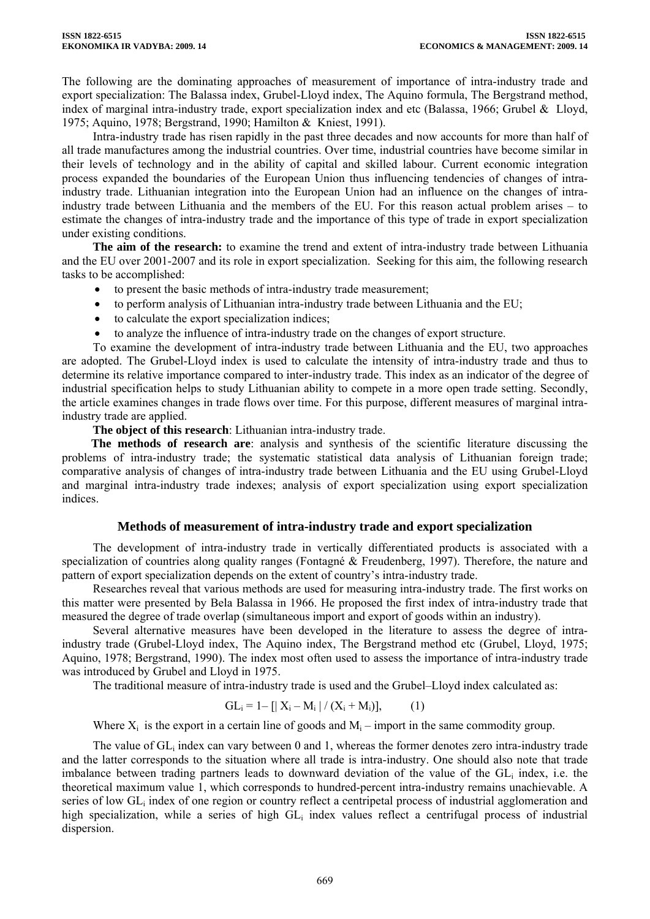The following are the dominating approaches of measurement of importance of intra-industry trade and export specialization: The Balassa index, Grubel-Lloyd index, The Aquino formula, The Bergstrand method, index of marginal intra-industry trade, export specialization index and etc (Balassa, 1966; Grubel & Lloyd, 1975; Aquino, 1978; Bergstrand, 1990; Hamilton & Kniest, 1991).

Intra-industry trade has risen rapidly in the past three decades and now accounts for more than half of all trade manufactures among the industrial countries. Over time, industrial countries have become similar in their levels of technology and in the ability of capital and skilled labour. Current economic integration process expanded the boundaries of the European Union thus influencing tendencies of changes of intra-industry trade. Lithuanian integration into the European Union had an influence on the changes of intra-industry trade between Lithuania and the members of the EU. For this reason actual problem arises – to estimate the changes of intra-industry trade and the importance of this type of trade in export specialization under existing conditions.

**The aim of the research:** to examine the trend and extent of intra-industry trade between Lithuania and the EU over 2001-2007 and its role in export specialization. Seeking for this aim, the following research tasks to be accomplished:

- to present the basic methods of intra-industry trade measurement;
- to perform analysis of Lithuanian intra-industry trade between Lithuania and the EU;
- to calculate the export specialization indices;
- to analyze the influence of intra-industry trade on the changes of export structure.

To examine the development of intra-industry trade between Lithuania and the EU, two approaches are adopted. The Grubel-Lloyd index is used to calculate the intensity of intra-industry trade and thus to determine its relative importance compared to inter-industry trade. This index as an indicator of the degree of industrial specification helps to study Lithuanian ability to compete in a more open trade setting. Secondly, the article examines changes in trade flows over time. For this purpose, different measures of marginal intra-industry trade are applied.

**The object of this research**: Lithuanian intra-industry trade.

**The methods of research are**: analysis and synthesis of the scientific literature discussing the problems of intra-industry trade; the systematic statistical data analysis of Lithuanian foreign trade; comparative analysis of changes of intra-industry trade between Lithuania and the EU using Grubel-Lloyd and marginal intra-industry trade indexes; analysis of export specialization using export specialization indices.

## Methods of measurement of intra-industry trade and export specialization

The development of intra-industry trade in vertically differentiated products is associated with a specialization of countries along quality ranges (Fontagné & Freudenberg, 1997). Therefore, the nature and pattern of export specialization depends on the extent of country's intra-industry trade.

Researches reveal that various methods are used for measuring intra-industry trade. The first works on this matter were presented by Bela Balassa in 1966. He proposed the first index of intra-industry trade that measured the degree of trade overlap (simultaneous import and export of goods within an industry).

Several alternative measures have been developed in the literature to assess the degree of intra-industry trade (Grubel-Lloyd index, The Aquino index, The Bergstrand method etc (Grubel, Lloyd, 1975; Aquino, 1978; Bergstrand, 1990). The index most often used to assess the importance of intra-industry trade was introduced by Grubel and Lloyd in 1975.

The traditional measure of intra-industry trade is used and the Grubel–Lloyd index calculated as:

$$GL_i = 1 - [| X_i - M_i | / (X_i + M_i)], \qquad (1)$$

Where $X_i$ is the export in a certain line of goods and $M_i$ – import in the same commodity group.

The value of $GL_i$ index can vary between 0 and 1, whereas the former denotes zero intra-industry trade and the latter corresponds to the situation where all trade is intra-industry. One should also note that trade imbalance between trading partners leads to downward deviation of the value of the $GL_i$ index, i.e. the theoretical maximum value 1, which corresponds to hundred-percent intra-industry remains unachievable. A series of low $GL_i$ index of one region or country reflect a centripetal process of industrial agglomeration and high specialization, while a series of high $GL_i$ index values reflect a centrifugal process of industrial dispersion.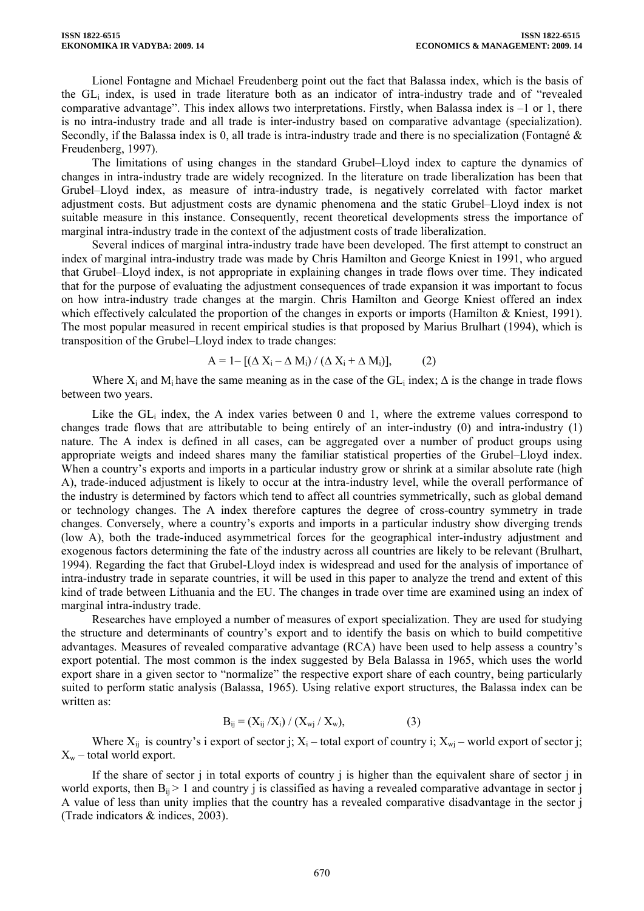Lionel Fontagne and Michael Freudenberg point out the fact that Balassa index, which is the basis of the $GL_i$ index, is used in trade literature both as an indicator of intra-industry trade and of "revealed comparative advantage". This index allows two interpretations. Firstly, when Balassa index is –1 or 1, there is no intra-industry trade and all trade is inter-industry based on comparative advantage (specialization). Secondly, if the Balassa index is 0, all trade is intra-industry trade and there is no specialization (Fontagné & Freudenberg, 1997).

The limitations of using changes in the standard Grubel–Lloyd index to capture the dynamics of changes in intra-industry trade are widely recognized. In the literature on trade liberalization has been that Grubel–Lloyd index, as measure of intra-industry trade, is negatively correlated with factor market adjustment costs. But adjustment costs are dynamic phenomena and the static Grubel–Lloyd index is not suitable measure in this instance. Consequently, recent theoretical developments stress the importance of marginal intra-industry trade in the context of the adjustment costs of trade liberalization.

Several indices of marginal intra-industry trade have been developed. The first attempt to construct an index of marginal intra-industry trade was made by Chris Hamilton and George Kniest in 1991, who argued that Grubel–Lloyd index, is not appropriate in explaining changes in trade flows over time. They indicated that for the purpose of evaluating the adjustment consequences of trade expansion it was important to focus on how intra-industry trade changes at the margin. Chris Hamilton and George Kniest offered an index which effectively calculated the proportion of the changes in exports or imports (Hamilton & Kniest, 1991). The most popular measured in recent empirical studies is that proposed by Marius Brulhart (1994), which is transposition of the Grubel–Lloyd index to trade changes:

$$A = 1 - [(\Delta X_i - \Delta M_i) / (\Delta X_i + \Delta M_i)], \qquad (2)$$

Where $X_i$ and $M_i$ have the same meaning as in the case of the $GL_i$ index; $\Delta$ is the change in trade flows between two years.

Like the $GL_i$ index, the A index varies between 0 and 1, where the extreme values correspond to changes trade flows that are attributable to being entirely of an inter-industry (0) and intra-industry (1) nature. The A index is defined in all cases, can be aggregated over a number of product groups using appropriate weigts and indeed shares many the familiar statistical properties of the Grubel–Lloyd index. When a country's exports and imports in a particular industry grow or shrink at a similar absolute rate (high A), trade-induced adjustment is likely to occur at the intra-industry level, while the overall performance of the industry is determined by factors which tend to affect all countries symmetrically, such as global demand or technology changes. The A index therefore captures the degree of cross-country symmetry in trade changes. Conversely, where a country's exports and imports in a particular industry show diverging trends (low A), both the trade-induced asymmetrical forces for the geographical inter-industry adjustment and exogenous factors determining the fate of the industry across all countries are likely to be relevant (Brulhart, 1994). Regarding the fact that Grubel-Lloyd index is widespread and used for the analysis of importance of intra-industry trade in separate countries, it will be used in this paper to analyze the trend and extent of this kind of trade between Lithuania and the EU. The changes in trade over time are examined using an index of marginal intra-industry trade.

Researches have employed a number of measures of export specialization. They are used for studying the structure and determinants of country's export and to identify the basis on which to build competitive advantages. Measures of revealed comparative advantage (RCA) have been used to help assess a country's export potential. The most common is the index suggested by Bela Balassa in 1965, which uses the world export share in a given sector to "normalize" the respective export share of each country, being particularly suited to perform static analysis (Balassa, 1965). Using relative export structures, the Balassa index can be written as:

$$B_{ij} = (X_{ij} / X_i) / (X_{wj} / X_w), \qquad (3)$$

Where $X_{ij}$ is country's i export of sector j; $X_i$ – total export of country i; $X_{wj}$ – world export of sector j; $X_w$ – total world export.

If the share of sector j in total exports of country j is higher than the equivalent share of sector j in world exports, then $B_{ij} > 1$ and country j is classified as having a revealed comparative advantage in sector j A value of less than unity implies that the country has a revealed comparative disadvantage in the sector j (Trade indicators & indices, 2003).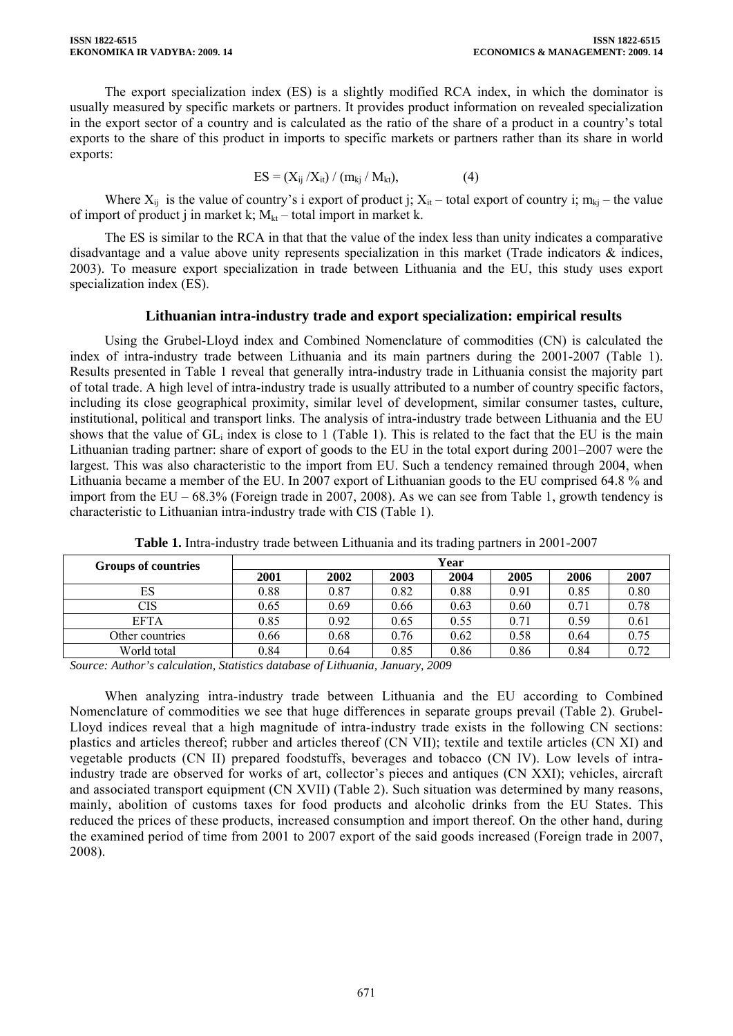The export specialization index (ES) is a slightly modified RCA index, in which the dominator is usually measured by specific markets or partners. It provides product information on revealed specialization in the export sector of a country and is calculated as the ratio of the share of a product in a country's total exports to the share of this product in imports to specific markets or partners rather than its share in world exports:

$$ES = (X_{ij} / X_{it}) / (m_{kj} / M_{kt}), \qquad (4)$$

Where $X_{ij}$ is the value of country's i export of product j; $X_{it}$ – total export of country i; $m_{kj}$ – the value of import of product j in market k; $M_{kt}$ – total import in market k.

The ES is similar to the RCA in that that the value of the index less than unity indicates a comparative disadvantage and a value above unity represents specialization in this market (Trade indicators & indices, 2003). To measure export specialization in trade between Lithuania and the EU, this study uses export specialization index (ES).

## Lithuanian intra-industry trade and export specialization: empirical results

Using the Grubel-Lloyd index and Combined Nomenclature of commodities (CN) is calculated the index of intra-industry trade between Lithuania and its main partners during the 2001-2007 (Table 1). Results presented in Table 1 reveal that generally intra-industry trade in Lithuania consist the majority part of total trade. A high level of intra-industry trade is usually attributed to a number of country specific factors, including its close geographical proximity, similar level of development, similar consumer tastes, culture, institutional, political and transport links. The analysis of intra-industry trade between Lithuania and the EU shows that the value of $GL_i$ index is close to 1 (Table 1). This is related to the fact that the EU is the main Lithuanian trading partner: share of export of goods to the EU in the total export during 2001–2007 were the largest. This was also characteristic to the import from EU. Such a tendency remained through 2004, when Lithuania became a member of the EU. In 2007 export of Lithuanian goods to the EU comprised 64.8 % and import from the EU – 68.3% (Foreign trade in 2007, 2008). As we can see from Table 1, growth tendency is characteristic to Lithuanian intra-industry trade with CIS (Table 1).

**Table 1.** Intra-industry trade between Lithuania and its trading partners in 2001-2007

| Groups of countries | Year | | | | | | |
|---|---|---|---|---|---|---|---|
| | 2001 | 2002 | 2003 | 2004 | 2005 | 2006 | 2007 |
| ES | 0.88 | 0.87 | 0.82 | 0.88 | 0.91 | 0.85 | 0.80 |
| CIS | 0.65 | 0.69 | 0.66 | 0.63 | 0.60 | 0.71 | 0.78 |
| EFTA | 0.85 | 0.92 | 0.65 | 0.55 | 0.71 | 0.59 | 0.61 |
| Other countries | 0.66 | 0.68 | 0.76 | 0.62 | 0.58 | 0.64 | 0.75 |
| World total | 0.84 | 0.64 | 0.85 | 0.86 | 0.86 | 0.84 | 0.72 |

*Source: Author's calculation, Statistics database of Lithuania, January, 2009*

When analyzing intra-industry trade between Lithuania and the EU according to Combined Nomenclature of commodities we see that huge differences in separate groups prevail (Table 2). Grubel-Lloyd indices reveal that a high magnitude of intra-industry trade exists in the following CN sections: plastics and articles thereof; rubber and articles thereof (CN VII); textile and textile articles (CN XI) and vegetable products (CN II) prepared foodstuffs, beverages and tobacco (CN IV). Low levels of intra-industry trade are observed for works of art, collector's pieces and antiques (CN XXI); vehicles, aircraft and associated transport equipment (CN XVII) (Table 2). Such situation was determined by many reasons, mainly, abolition of customs taxes for food products and alcoholic drinks from the EU States. This reduced the prices of these products, increased consumption and import thereof. On the other hand, during the examined period of time from 2001 to 2007 export of the said goods increased (Foreign trade in 2007, 2008).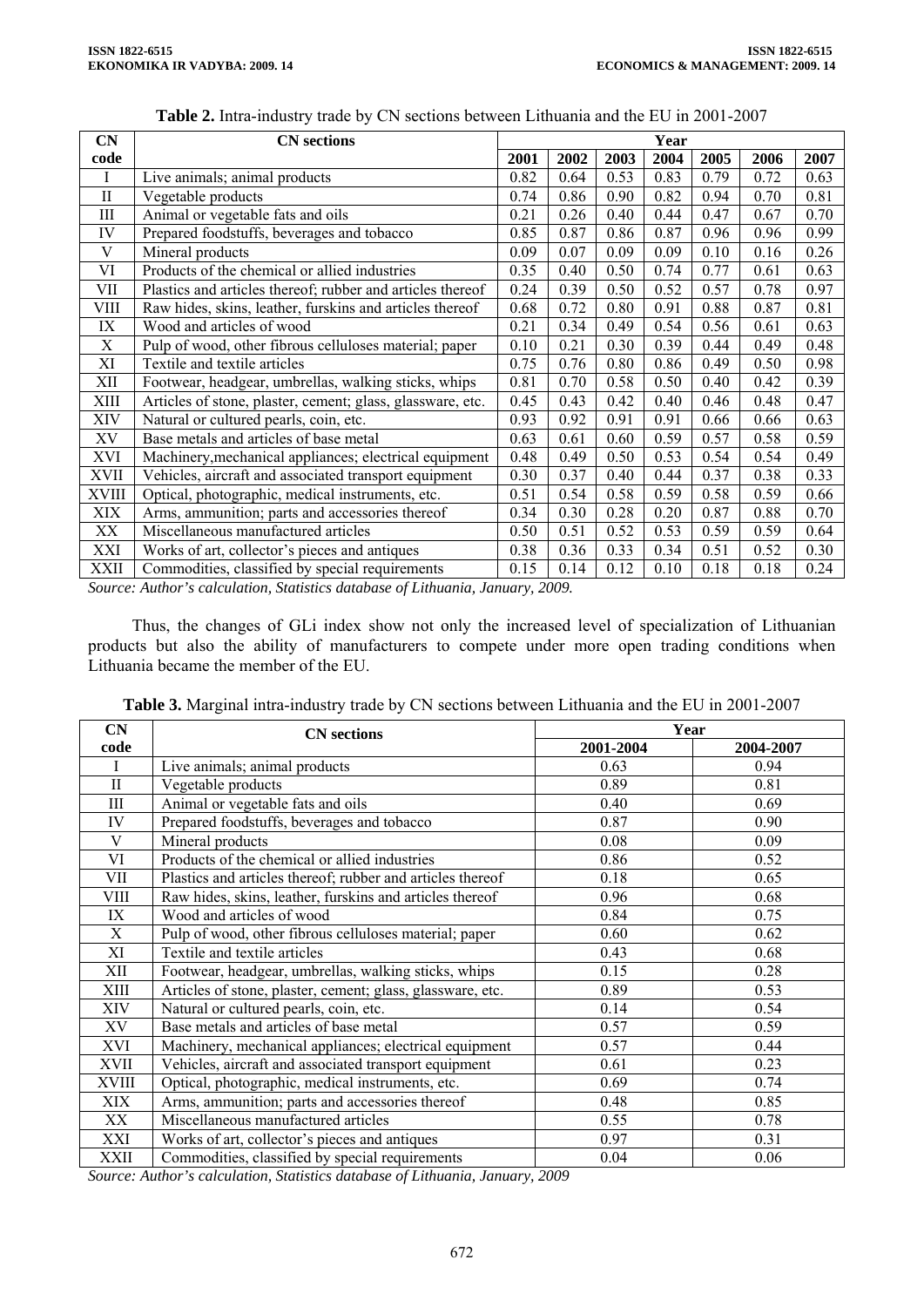**Table 2.** Intra-industry trade by CN sections between Lithuania and the EU in 2001-2007

| CN code | CN sections | Year | | | | | | |
|---|---|---|---|---|---|---|---|---|
| | | 2001 | 2002 | 2003 | 2004 | 2005 | 2006 | 2007 |
| I | Live animals; animal products | 0.82 | 0.64 | 0.53 | 0.83 | 0.79 | 0.72 | 0.63 |
| II | Vegetable products | 0.74 | 0.86 | 0.90 | 0.82 | 0.94 | 0.70 | 0.81 |
| III | Animal or vegetable fats and oils | 0.21 | 0.26 | 0.40 | 0.44 | 0.47 | 0.67 | 0.70 |
| IV | Prepared foodstuffs, beverages and tobacco | 0.85 | 0.87 | 0.86 | 0.87 | 0.96 | 0.96 | 0.99 |
| V | Mineral products | 0.09 | 0.07 | 0.09 | 0.09 | 0.10 | 0.16 | 0.26 |
| VI | Products of the chemical or allied industries | 0.35 | 0.40 | 0.50 | 0.74 | 0.77 | 0.61 | 0.63 |
| VII | Plastics and articles thereof; rubber and articles thereof | 0.24 | 0.39 | 0.50 | 0.52 | 0.57 | 0.78 | 0.97 |
| VIII | Raw hides, skins, leather, furskins and articles thereof | 0.68 | 0.72 | 0.80 | 0.91 | 0.88 | 0.87 | 0.81 |
| IX | Wood and articles of wood | 0.21 | 0.34 | 0.49 | 0.54 | 0.56 | 0.61 | 0.63 |
| X | Pulp of wood, other fibrous celluloses material; paper | 0.10 | 0.21 | 0.30 | 0.39 | 0.44 | 0.49 | 0.48 |
| XI | Textile and textile articles | 0.75 | 0.76 | 0.80 | 0.86 | 0.49 | 0.50 | 0.98 |
| XII | Footwear, headgear, umbrellas, walking sticks, whips | 0.81 | 0.70 | 0.58 | 0.50 | 0.40 | 0.42 | 0.39 |
| XIII | Articles of stone, plaster, cement; glass, glassware, etc. | 0.45 | 0.43 | 0.42 | 0.40 | 0.46 | 0.48 | 0.47 |
| XIV | Natural or cultured pearls, coin, etc. | 0.93 | 0.92 | 0.91 | 0.91 | 0.66 | 0.66 | 0.63 |
| XV | Base metals and articles of base metal | 0.63 | 0.61 | 0.60 | 0.59 | 0.57 | 0.58 | 0.59 |
| XVI | Machinery,mechanical appliances; electrical equipment | 0.48 | 0.49 | 0.50 | 0.53 | 0.54 | 0.54 | 0.49 |
| XVII | Vehicles, aircraft and associated transport equipment | 0.30 | 0.37 | 0.40 | 0.44 | 0.37 | 0.38 | 0.33 |
| XVIII | Optical, photographic, medical instruments, etc. | 0.51 | 0.54 | 0.58 | 0.59 | 0.58 | 0.59 | 0.66 |
| XIX | Arms, ammunition; parts and accessories thereof | 0.34 | 0.30 | 0.28 | 0.20 | 0.87 | 0.88 | 0.70 |
| XX | Miscellaneous manufactured articles | 0.50 | 0.51 | 0.52 | 0.53 | 0.59 | 0.59 | 0.64 |
| XXI | Works of art, collector's pieces and antiques | 0.38 | 0.36 | 0.33 | 0.34 | 0.51 | 0.52 | 0.30 |
| XXII | Commodities, classified by special requirements | 0.15 | 0.14 | 0.12 | 0.10 | 0.18 | 0.18 | 0.24 |

*Source: Author's calculation, Statistics database of Lithuania, January, 2009.*

Thus, the changes of GLi index show not only the increased level of specialization of Lithuanian products but also the ability of manufacturers to compete under more open trading conditions when Lithuania became the member of the EU.

**Table 3.** Marginal intra-industry trade by CN sections between Lithuania and the EU in 2001-2007

| CN code | CN sections | Year | |
|---|---|---|---|
| | | 2001-2004 | 2004-2007 |
| I | Live animals; animal products | 0.63 | 0.94 |
| II | Vegetable products | 0.89 | 0.81 |
| III | Animal or vegetable fats and oils | 0.40 | 0.69 |
| IV | Prepared foodstuffs, beverages and tobacco | 0.87 | 0.90 |
| V | Mineral products | 0.08 | 0.09 |
| VI | Products of the chemical or allied industries | 0.86 | 0.52 |
| VII | Plastics and articles thereof; rubber and articles thereof | 0.18 | 0.65 |
| VIII | Raw hides, skins, leather, furskins and articles thereof | 0.96 | 0.68 |
| IX | Wood and articles of wood | 0.84 | 0.75 |
| X | Pulp of wood, other fibrous celluloses material; paper | 0.60 | 0.62 |
| XI | Textile and textile articles | 0.43 | 0.68 |
| XII | Footwear, headgear, umbrellas, walking sticks, whips | 0.15 | 0.28 |
| XIII | Articles of stone, plaster, cement; glass, glassware, etc. | 0.89 | 0.53 |
| XIV | Natural or cultured pearls, coin, etc. | 0.14 | 0.54 |
| XV | Base metals and articles of base metal | 0.57 | 0.59 |
| XVI | Machinery, mechanical appliances; electrical equipment | 0.57 | 0.44 |
| XVII | Vehicles, aircraft and associated transport equipment | 0.61 | 0.23 |
| XVIII | Optical, photographic, medical instruments, etc. | 0.69 | 0.74 |
| XIX | Arms, ammunition; parts and accessories thereof | 0.48 | 0.85 |
| XX | Miscellaneous manufactured articles | 0.55 | 0.78 |
| XXI | Works of art, collector's pieces and antiques | 0.97 | 0.31 |
| XXII | Commodities, classified by special requirements | 0.04 | 0.06 |

*Source: Author's calculation, Statistics database of Lithuania, January, 2009*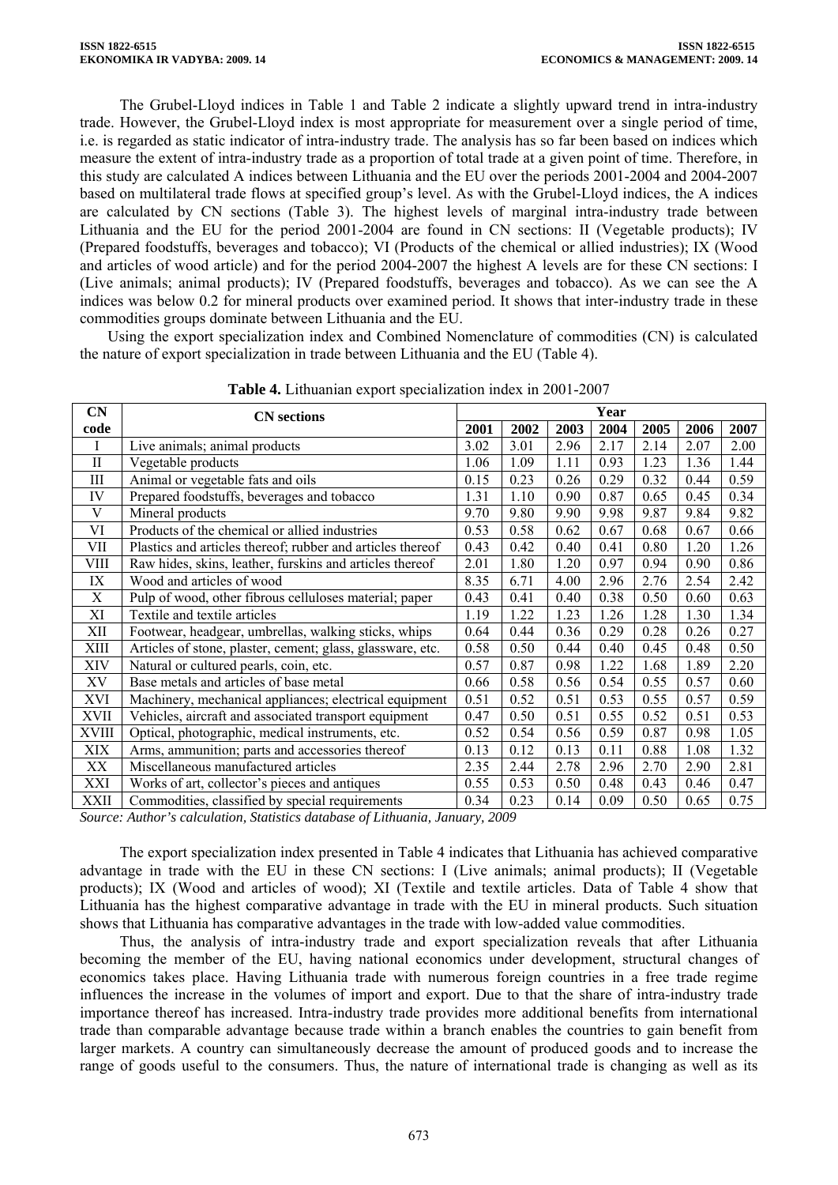The Grubel-Lloyd indices in Table 1 and Table 2 indicate a slightly upward trend in intra-industry trade. However, the Grubel-Lloyd index is most appropriate for measurement over a single period of time, i.e. is regarded as static indicator of intra-industry trade. The analysis has so far been based on indices which measure the extent of intra-industry trade as a proportion of total trade at a given point of time. Therefore, in this study are calculated A indices between Lithuania and the EU over the periods 2001-2004 and 2004-2007 based on multilateral trade flows at specified group's level. As with the Grubel-Lloyd indices, the A indices are calculated by CN sections (Table 3). The highest levels of marginal intra-industry trade between Lithuania and the EU for the period 2001-2004 are found in CN sections: II (Vegetable products); IV (Prepared foodstuffs, beverages and tobacco); VI (Products of the chemical or allied industries); IX (Wood and articles of wood article) and for the period 2004-2007 the highest A levels are for these CN sections: I (Live animals; animal products); IV (Prepared foodstuffs, beverages and tobacco). As we can see the A indices was below 0.2 for mineral products over examined period. It shows that inter-industry trade in these commodities groups dominate between Lithuania and the EU.

Using the export specialization index and Combined Nomenclature of commodities (CN) is calculated the nature of export specialization in trade between Lithuania and the EU (Table 4).

**Table 4.** Lithuanian export specialization index in 2001-2007

| CN code | CN sections | Year | | | | | | |
|---|---|---|---|---|---|---|---|---|
| | | 2001 | 2002 | 2003 | 2004 | 2005 | 2006 | 2007 |
| I | Live animals; animal products | 3.02 | 3.01 | 2.96 | 2.17 | 2.14 | 2.07 | 2.00 |
| II | Vegetable products | 1.06 | 1.09 | 1.11 | 0.93 | 1.23 | 1.36 | 1.44 |
| III | Animal or vegetable fats and oils | 0.15 | 0.23 | 0.26 | 0.29 | 0.32 | 0.44 | 0.59 |
| IV | Prepared foodstuffs, beverages and tobacco | 1.31 | 1.10 | 0.90 | 0.87 | 0.65 | 0.45 | 0.34 |
| V | Mineral products | 9.70 | 9.80 | 9.90 | 9.98 | 9.87 | 9.84 | 9.82 |
| VI | Products of the chemical or allied industries | 0.53 | 0.58 | 0.62 | 0.67 | 0.68 | 0.67 | 0.66 |
| VII | Plastics and articles thereof; rubber and articles thereof | 0.43 | 0.42 | 0.40 | 0.41 | 0.80 | 1.20 | 1.26 |
| VIII | Raw hides, skins, leather, furskins and articles thereof | 2.01 | 1.80 | 1.20 | 0.97 | 0.94 | 0.90 | 0.86 |
| IX | Wood and articles of wood | 8.35 | 6.71 | 4.00 | 2.96 | 2.76 | 2.54 | 2.42 |
| X | Pulp of wood, other fibrous celluloses material; paper | 0.43 | 0.41 | 0.40 | 0.38 | 0.50 | 0.60 | 0.63 |
| XI | Textile and textile articles | 1.19 | 1.22 | 1.23 | 1.26 | 1.28 | 1.30 | 1.34 |
| XII | Footwear, headgear, umbrellas, walking sticks, whips | 0.64 | 0.44 | 0.36 | 0.29 | 0.28 | 0.26 | 0.27 |
| XIII | Articles of stone, plaster, cement; glass, glassware, etc. | 0.58 | 0.50 | 0.44 | 0.40 | 0.45 | 0.48 | 0.50 |
| XIV | Natural or cultured pearls, coin, etc. | 0.57 | 0.87 | 0.98 | 1.22 | 1.68 | 1.89 | 2.20 |
| XV | Base metals and articles of base metal | 0.66 | 0.58 | 0.56 | 0.54 | 0.55 | 0.57 | 0.60 |
| XVI | Machinery, mechanical appliances; electrical equipment | 0.51 | 0.52 | 0.51 | 0.53 | 0.55 | 0.57 | 0.59 |
| XVII | Vehicles, aircraft and associated transport equipment | 0.47 | 0.50 | 0.51 | 0.55 | 0.52 | 0.51 | 0.53 |
| XVIII | Optical, photographic, medical instruments, etc. | 0.52 | 0.54 | 0.56 | 0.59 | 0.87 | 0.98 | 1.05 |
| XIX | Arms, ammunition; parts and accessories thereof | 0.13 | 0.12 | 0.13 | 0.11 | 0.88 | 1.08 | 1.32 |
| XX | Miscellaneous manufactured articles | 2.35 | 2.44 | 2.78 | 2.96 | 2.70 | 2.90 | 2.81 |
| XXI | Works of art, collector's pieces and antiques | 0.55 | 0.53 | 0.50 | 0.48 | 0.43 | 0.46 | 0.47 |
| XXII | Commodities, classified by special requirements | 0.34 | 0.23 | 0.14 | 0.09 | 0.50 | 0.65 | 0.75 |

*Source: Author's calculation, Statistics database of Lithuania, January, 2009*

The export specialization index presented in Table 4 indicates that Lithuania has achieved comparative advantage in trade with the EU in these CN sections: I (Live animals; animal products); II (Vegetable products); IX (Wood and articles of wood); XI (Textile and textile articles. Data of Table 4 show that Lithuania has the highest comparative advantage in trade with the EU in mineral products. Such situation shows that Lithuania has comparative advantages in the trade with low-added value commodities.

Thus, the analysis of intra-industry trade and export specialization reveals that after Lithuania becoming the member of the EU, having national economics under development, structural changes of economics takes place. Having Lithuania trade with numerous foreign countries in a free trade regime influences the increase in the volumes of import and export. Due to that the share of intra-industry trade importance thereof has increased. Intra-industry trade provides more additional benefits from international trade than comparable advantage because trade within a branch enables the countries to gain benefit from larger markets. A country can simultaneously decrease the amount of produced goods and to increase the range of goods useful to the consumers. Thus, the nature of international trade is changing as well as its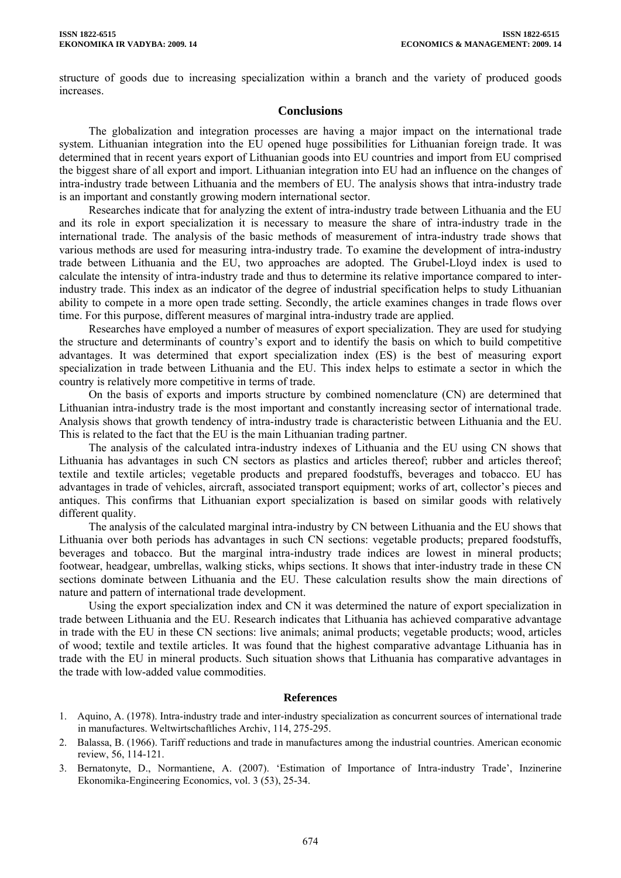structure of goods due to increasing specialization within a branch and the variety of produced goods increases.

## Conclusions

The globalization and integration processes are having a major impact on the international trade system. Lithuanian integration into the EU opened huge possibilities for Lithuanian foreign trade. It was determined that in recent years export of Lithuanian goods into EU countries and import from EU comprised the biggest share of all export and import. Lithuanian integration into EU had an influence on the changes of intra-industry trade between Lithuania and the members of EU. The analysis shows that intra-industry trade is an important and constantly growing modern international sector.

Researches indicate that for analyzing the extent of intra-industry trade between Lithuania and the EU and its role in export specialization it is necessary to measure the share of intra-industry trade in the international trade. The analysis of the basic methods of measurement of intra-industry trade shows that various methods are used for measuring intra-industry trade. To examine the development of intra-industry trade between Lithuania and the EU, two approaches are adopted. The Grubel-Lloyd index is used to calculate the intensity of intra-industry trade and thus to determine its relative importance compared to inter-industry trade. This index as an indicator of the degree of industrial specification helps to study Lithuanian ability to compete in a more open trade setting. Secondly, the article examines changes in trade flows over time. For this purpose, different measures of marginal intra-industry trade are applied.

Researches have employed a number of measures of export specialization. They are used for studying the structure and determinants of country's export and to identify the basis on which to build competitive advantages. It was determined that export specialization index (ES) is the best of measuring export specialization in trade between Lithuania and the EU. This index helps to estimate a sector in which the country is relatively more competitive in terms of trade.

On the basis of exports and imports structure by combined nomenclature (CN) are determined that Lithuanian intra-industry trade is the most important and constantly increasing sector of international trade. Analysis shows that growth tendency of intra-industry trade is characteristic between Lithuania and the EU. This is related to the fact that the EU is the main Lithuanian trading partner.

The analysis of the calculated intra-industry indexes of Lithuania and the EU using CN shows that Lithuania has advantages in such CN sectors as plastics and articles thereof; rubber and articles thereof; textile and textile articles; vegetable products and prepared foodstuffs, beverages and tobacco. EU has advantages in trade of vehicles, aircraft, associated transport equipment; works of art, collector's pieces and antiques. This confirms that Lithuanian export specialization is based on similar goods with relatively different quality.

The analysis of the calculated marginal intra-industry by CN between Lithuania and the EU shows that Lithuania over both periods has advantages in such CN sections: vegetable products; prepared foodstuffs, beverages and tobacco. But the marginal intra-industry trade indices are lowest in mineral products; footwear, headgear, umbrellas, walking sticks, whips sections. It shows that inter-industry trade in these CN sections dominate between Lithuania and the EU. These calculation results show the main directions of nature and pattern of international trade development.

Using the export specialization index and CN it was determined the nature of export specialization in trade between Lithuania and the EU. Research indicates that Lithuania has achieved comparative advantage in trade with the EU in these CN sections: live animals; animal products; vegetable products; wood, articles of wood; textile and textile articles. It was found that the highest comparative advantage Lithuania has in trade with the EU in mineral products. Such situation shows that Lithuania has comparative advantages in the trade with low-added value commodities.

## References

1. Aquino, A. (1978). Intra-industry trade and inter-industry specialization as concurrent sources of international trade in manufactures. Weltwirtschaftliches Archiv, 114, 275-295.
2. Balassa, B. (1966). Tariff reductions and trade in manufactures among the industrial countries. American economic review, 56, 114-121.
3. Bernatonyte, D., Normantiene, A. (2007). 'Estimation of Importance of Intra-industry Trade', Inzinerine Ekonomika-Engineering Economics, vol. 3 (53), 25-34.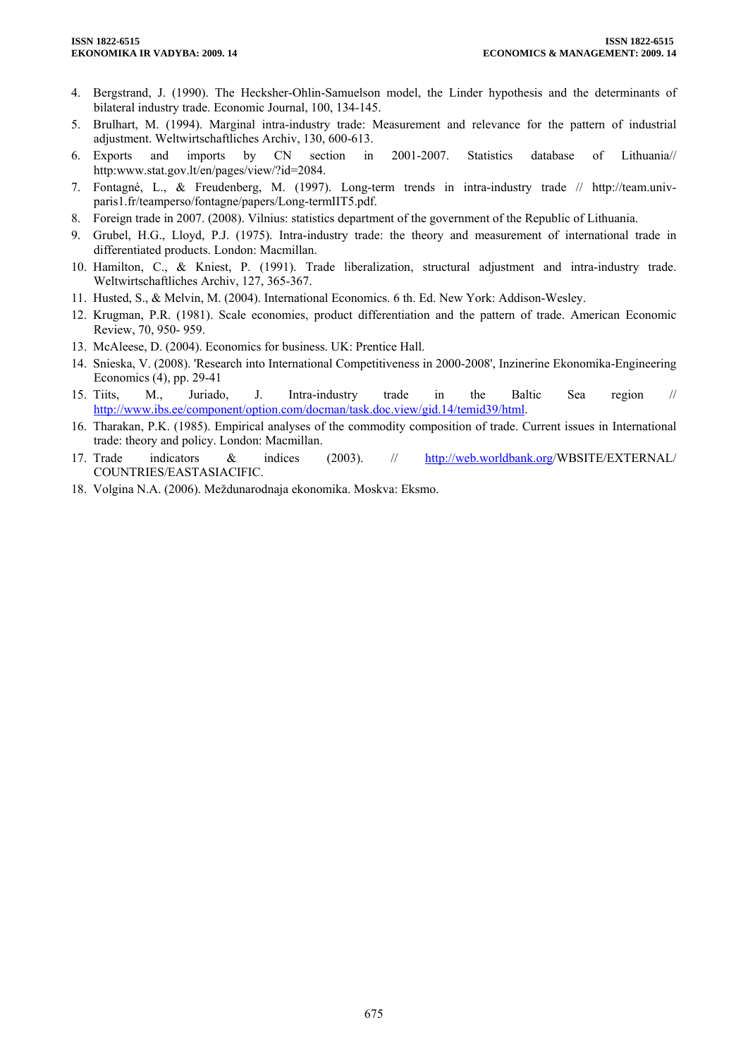4. Bergstrand, J. (1990). The Hecksher-Ohlin-Samuelson model, the Linder hypothesis and the determinants of bilateral industry trade. Economic Journal, 100, 134-145.
5. Brulhart, M. (1994). Marginal intra-industry trade: Measurement and relevance for the pattern of industrial adjustment. Weltwirtschaftliches Archiv, 130, 600-613.
6. Exports and imports by CN section in 2001-2007. Statistics database of Lithuania// http:www.stat.gov.lt/en/pages/view/?id=2084.
7. Fontagné, L., & Freudenberg, M. (1997). Long-term trends in intra-industry trade // http://team.univ-paris1.fr/teamperso/fontagne/papers/Long-termIIT5.pdf.
8. Foreign trade in 2007. (2008). Vilnius: statistics department of the government of the Republic of Lithuania.
9. Grubel, H.G., Lloyd, P.J. (1975). Intra-industry trade: the theory and measurement of international trade in differentiated products. London: Macmillan.
10. Hamilton, C., & Kniest, P. (1991). Trade liberalization, structural adjustment and intra-industry trade. Weltwirtschaftliches Archiv, 127, 365-367.
11. Husted, S., & Melvin, M. (2004). International Economics. 6 th. Ed. New York: Addison-Wesley.
12. Krugman, P.R. (1981). Scale economies, product differentiation and the pattern of trade. American Economic Review, 70, 950- 959.
13. McAleese, D. (2004). Economics for business. UK: Prentice Hall.
14. Snieska, V. (2008). 'Research into International Competitiveness in 2000-2008', Inzinerine Ekonomika-Engineering Economics (4), pp. 29-41
15. Tiits, M., Juriado, J. Intra-industry trade in the Baltic Sea region // http://www.ibs.ee/component/option.com/docman/task.doc.view/gid.14/temid39/html.
16. Tharakan, P.K. (1985). Empirical analyses of the commodity composition of trade. Current issues in International trade: theory and policy. London: Macmillan.
17. Trade indicators & indices (2003). // http://web.worldbank.org/WBSITE/EXTERNAL/COUNTRIES/EASTASIACIFIC.
18. Volgina N.A. (2006). Meždunarodnaja ekonomika. Moskva: Eksmo.